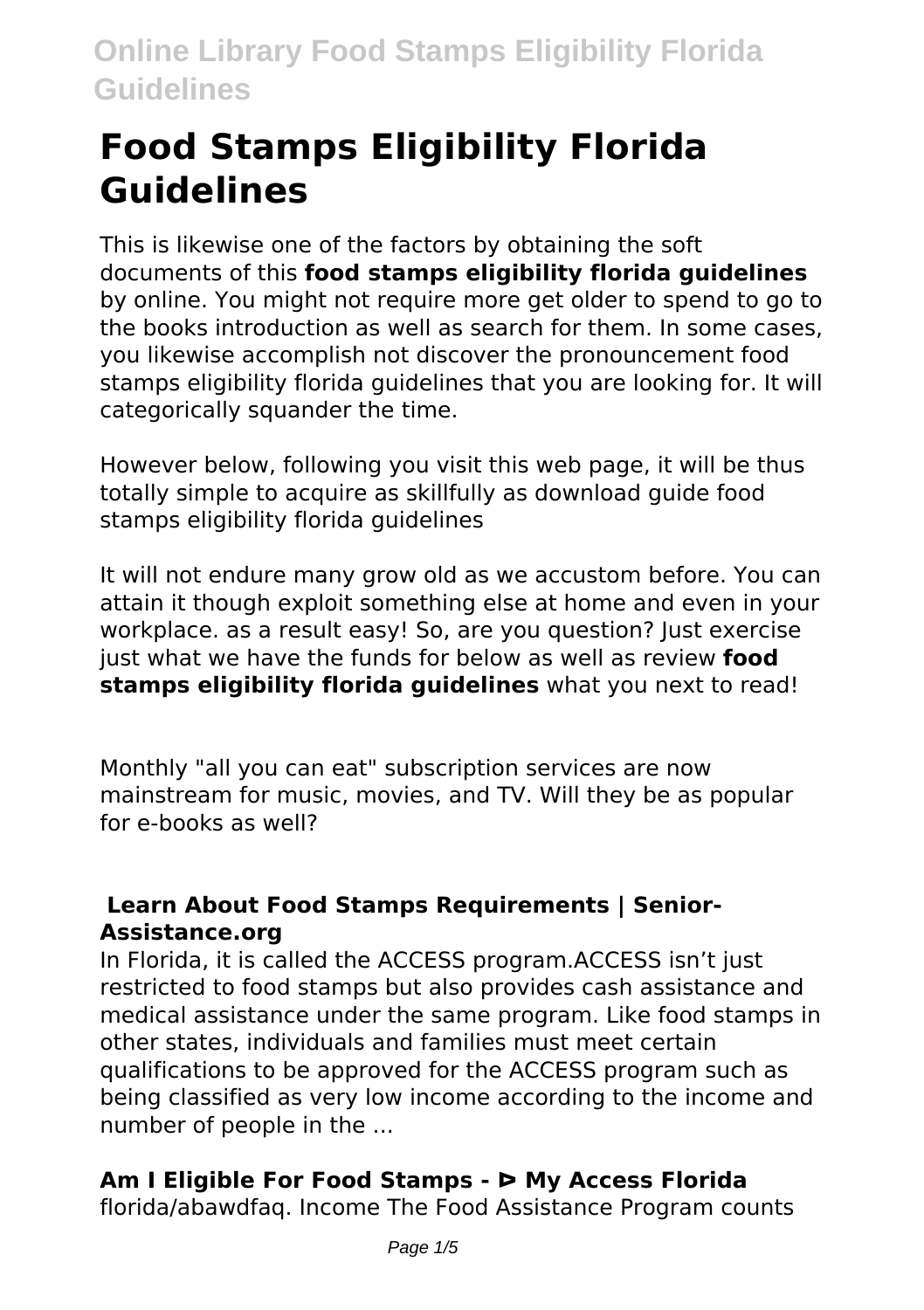# Food Stamps Eligibility Florida Guidelines

This is likewise one of the factors by obtaining the soft documents of this **food stamps eligibility florida guidelines** by online. You might not require more get older to spend to go to the books introduction as well as search for them. In some cases, you likewise accomplish not discover the pronouncement food stamps eligibility florida guidelines that you are looking for. It will categorically squander the time.

However below, following you visit this web page, it will be thus totally simple to acquire as skillfully as download guide food stamps eligibility florida guidelines

It will not endure many grow old as we accustom before. You can attain it though exploit something else at home and even in your workplace. as a result easy! So, are you question? Just exercise just what we have the funds for below as well as review **food stamps eligibility florida guidelines** what you next to read!

Monthly "all you can eat" subscription services are now mainstream for music, movies, and TV. Will they be as popular for e-books as well?

## Learn About Food Stamps Requirements | Senior-Assistance.org

In Florida, it is called the ACCESS program.ACCESS isn't just restricted to food stamps but also provides cash assistance and medical assistance under the same program. Like food stamps in other states, individuals and families must meet certain qualifications to be approved for the ACCESS program such as being classified as very low income according to the income and number of people in the ...

## Am I Eligible For Food Stamps - ᐅ My Access Florida

florida/abawdfaq. Income The Food Assistance Program counts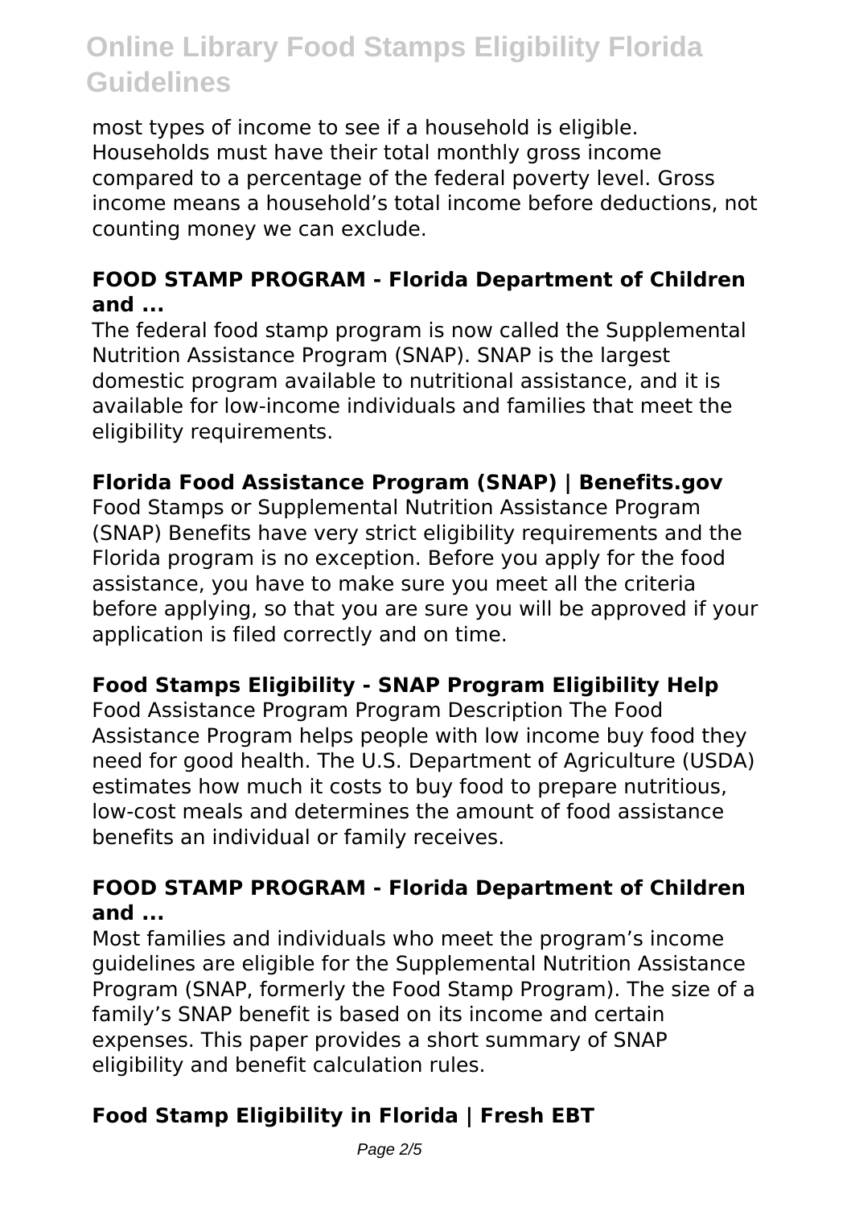most types of income to see if a household is eligible. Households must have their total monthly gross income compared to a percentage of the federal poverty level. Gross income means a household's total income before deductions, not counting money we can exclude.

### FOOD STAMP PROGRAM - Florida Department of Children and ...

The federal food stamp program is now called the Supplemental Nutrition Assistance Program (SNAP). SNAP is the largest domestic program available to nutritional assistance, and it is available for low-income individuals and families that meet the eligibility requirements.

### Florida Food Assistance Program (SNAP) | Benefits.gov

Food Stamps or Supplemental Nutrition Assistance Program (SNAP) Benefits have very strict eligibility requirements and the Florida program is no exception. Before you apply for the food assistance, you have to make sure you meet all the criteria before applying, so that you are sure you will be approved if your application is filed correctly and on time.

### Food Stamps Eligibility - SNAP Program Eligibility Help

Food Assistance Program Program Description The Food Assistance Program helps people with low income buy food they need for good health. The U.S. Department of Agriculture (USDA) estimates how much it costs to buy food to prepare nutritious, low-cost meals and determines the amount of food assistance benefits an individual or family receives.

### FOOD STAMP PROGRAM - Florida Department of Children and ...

Most families and individuals who meet the program's income guidelines are eligible for the Supplemental Nutrition Assistance Program (SNAP, formerly the Food Stamp Program). The size of a family's SNAP benefit is based on its income and certain expenses. This paper provides a short summary of SNAP eligibility and benefit calculation rules.

### Food Stamp Eligibility in Florida | Fresh EBT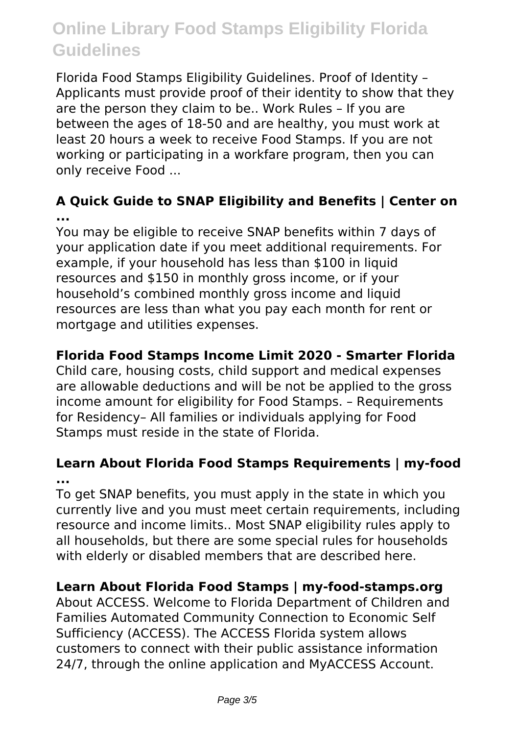Florida Food Stamps Eligibility Guidelines. Proof of Identity – Applicants must provide proof of their identity to show that they are the person they claim to be.. Work Rules – If you are between the ages of 18-50 and are healthy, you must work at least 20 hours a week to receive Food Stamps. If you are not working or participating in a workfare program, then you can only receive Food ...

### A Quick Guide to SNAP Eligibility and Benefits | Center on ...

You may be eligible to receive SNAP benefits within 7 days of your application date if you meet additional requirements. For example, if your household has less than $100 in liquid resources and $150 in monthly gross income, or if your household's combined monthly gross income and liquid resources are less than what you pay each month for rent or mortgage and utilities expenses.

### Florida Food Stamps Income Limit 2020 - Smarter Florida

Child care, housing costs, child support and medical expenses are allowable deductions and will be not be applied to the gross income amount for eligibility for Food Stamps. – Requirements for Residency– All families or individuals applying for Food Stamps must reside in the state of Florida.

### Learn About Florida Food Stamps Requirements | my-food ...

To get SNAP benefits, you must apply in the state in which you currently live and you must meet certain requirements, including resource and income limits.. Most SNAP eligibility rules apply to all households, but there are some special rules for households with elderly or disabled members that are described here.

### Learn About Florida Food Stamps | my-food-stamps.org

About ACCESS. Welcome to Florida Department of Children and Families Automated Community Connection to Economic Self Sufficiency (ACCESS). The ACCESS Florida system allows customers to connect with their public assistance information 24/7, through the online application and MyACCESS Account.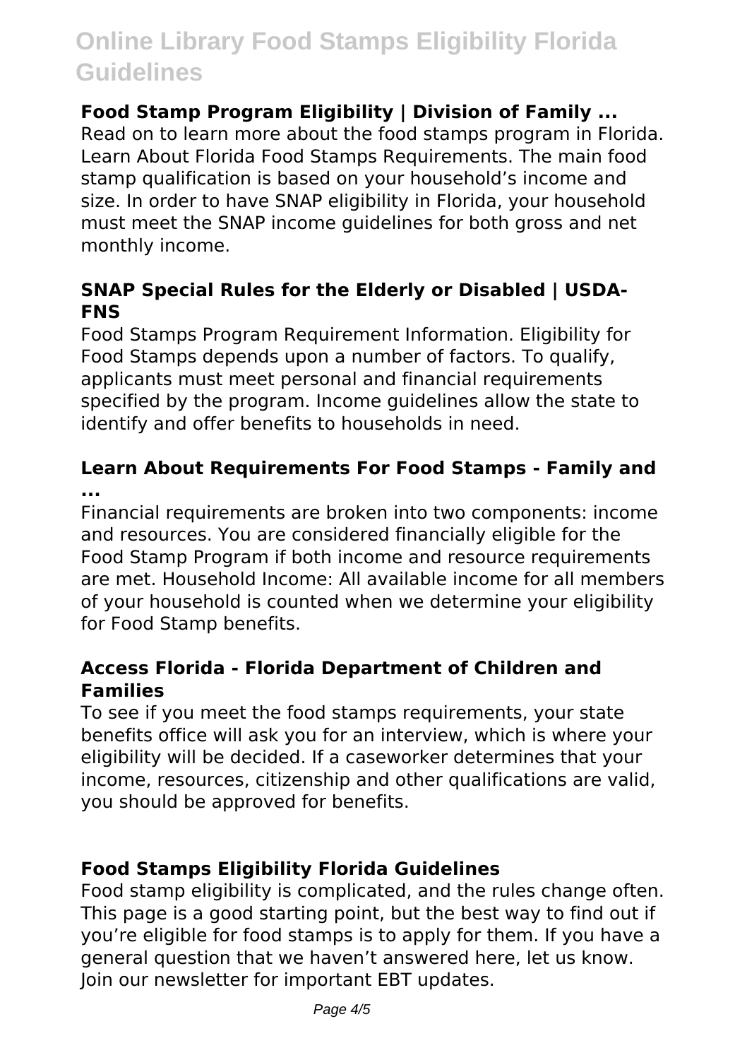**Food Stamp Program Eligibility | Division of Family ...**

Read on to learn more about the food stamps program in Florida. Learn About Florida Food Stamps Requirements. The main food stamp qualification is based on your household's income and size. In order to have SNAP eligibility in Florida, your household must meet the SNAP income guidelines for both gross and net monthly income.

**SNAP Special Rules for the Elderly or Disabled | USDA-FNS**

Food Stamps Program Requirement Information. Eligibility for Food Stamps depends upon a number of factors. To qualify, applicants must meet personal and financial requirements specified by the program. Income guidelines allow the state to identify and offer benefits to households in need.

**Learn About Requirements For Food Stamps - Family and ...**

Financial requirements are broken into two components: income and resources. You are considered financially eligible for the Food Stamp Program if both income and resource requirements are met. Household Income: All available income for all members of your household is counted when we determine your eligibility for Food Stamp benefits.

**Access Florida - Florida Department of Children and Families**

To see if you meet the food stamps requirements, your state benefits office will ask you for an interview, which is where your eligibility will be decided. If a caseworker determines that your income, resources, citizenship and other qualifications are valid, you should be approved for benefits.

**Food Stamps Eligibility Florida Guidelines**

Food stamp eligibility is complicated, and the rules change often. This page is a good starting point, but the best way to find out if you're eligible for food stamps is to apply for them. If you have a general question that we haven't answered here, let us know. Join our newsletter for important EBT updates.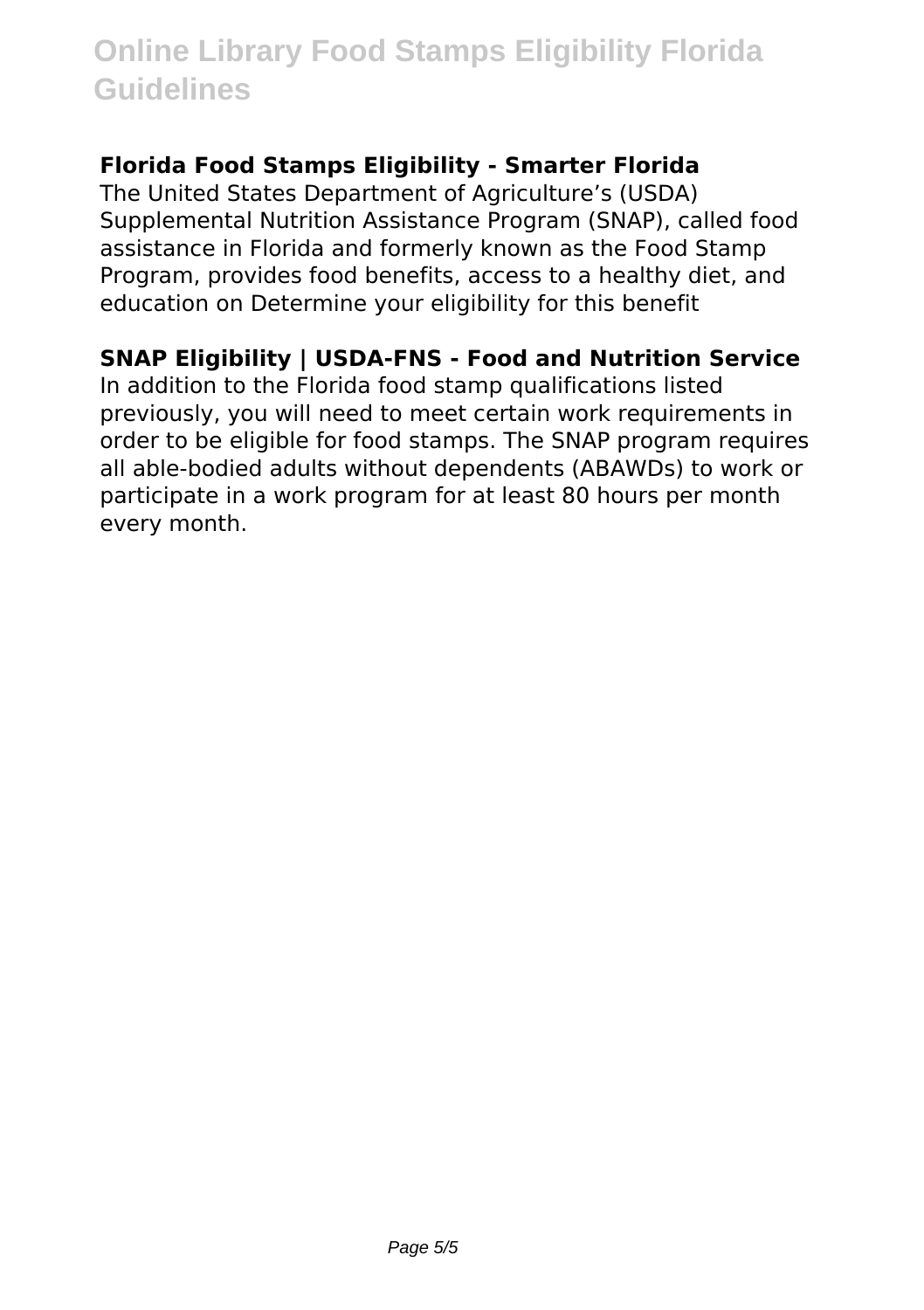### Florida Food Stamps Eligibility - Smarter Florida

The United States Department of Agriculture's (USDA) Supplemental Nutrition Assistance Program (SNAP), called food assistance in Florida and formerly known as the Food Stamp Program, provides food benefits, access to a healthy diet, and education on Determine your eligibility for this benefit

### SNAP Eligibility | USDA-FNS - Food and Nutrition Service

In addition to the Florida food stamp qualifications listed previously, you will need to meet certain work requirements in order to be eligible for food stamps. The SNAP program requires all able-bodied adults without dependents (ABAWDs) to work or participate in a work program for at least 80 hours per month every month.